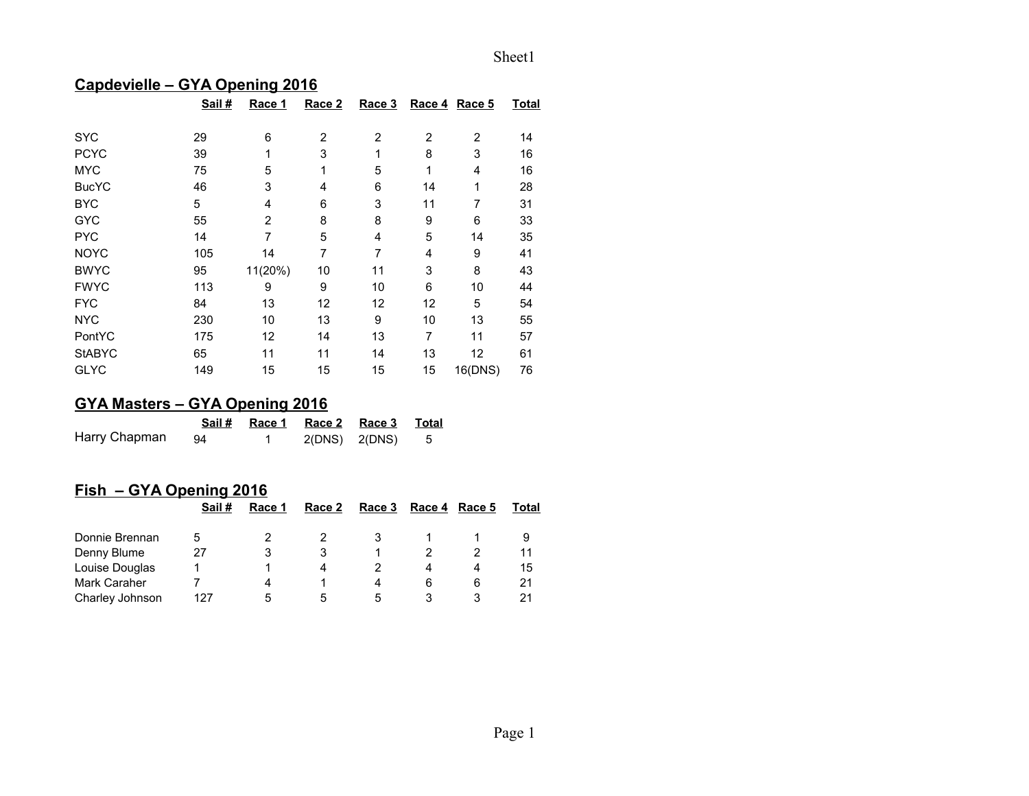## Capdevielle – GYA Opening 2016

| | Sail # | Race 1 | Race 2 | Race 3 | Race 4 | Race 5 | Total |
|---|---|---|---|---|---|---|---|
| SYC | 29 | 6 | 2 | 2 | 2 | 2 | 14 |
| PCYC | 39 | 1 | 3 | 1 | 8 | 3 | 16 |
| MYC | 75 | 5 | 1 | 5 | 1 | 4 | 16 |
| BucYC | 46 | 3 | 4 | 6 | 14 | 1 | 28 |
| BYC | 5 | 4 | 6 | 3 | 11 | 7 | 31 |
| GYC | 55 | 2 | 8 | 8 | 9 | 6 | 33 |
| PYC | 14 | 7 | 5 | 4 | 5 | 14 | 35 |
| NOYC | 105 | 14 | 7 | 7 | 4 | 9 | 41 |
| BWYC | 95 | 11(20%) | 10 | 11 | 3 | 8 | 43 |
| FWYC | 113 | 9 | 9 | 10 | 6 | 10 | 44 |
| FYC | 84 | 13 | 12 | 12 | 12 | 5 | 54 |
| NYC | 230 | 10 | 13 | 9 | 10 | 13 | 55 |
| PontYC | 175 | 12 | 14 | 13 | 7 | 11 | 57 |
| StABYC | 65 | 11 | 11 | 14 | 13 | 12 | 61 |
| GLYC | 149 | 15 | 15 | 15 | 15 | 16(DNS) | 76 |

## GYA Masters – GYA Opening 2016

| | Sail # | Race 1 | Race 2 | Race 3 | Total |
|---|---|---|---|---|---|
| Harry Chapman | 94 | 1 | 2(DNS) | 2(DNS) | 5 |

## Fish – GYA Opening 2016

| | Sail # | Race 1 | Race 2 | Race 3 | Race 4 | Race 5 | Total |
|---|---|---|---|---|---|---|---|
| Donnie Brennan | 5 | 2 | 2 | 3 | 1 | 1 | 9 |
| Denny Blume | 27 | 3 | 3 | 1 | 2 | 2 | 11 |
| Louise Douglas | 1 | 1 | 4 | 2 | 4 | 4 | 15 |
| Mark Caraher | 7 | 4 | 1 | 4 | 6 | 6 | 21 |
| Charley Johnson | 127 | 5 | 5 | 5 | 3 | 3 | 21 |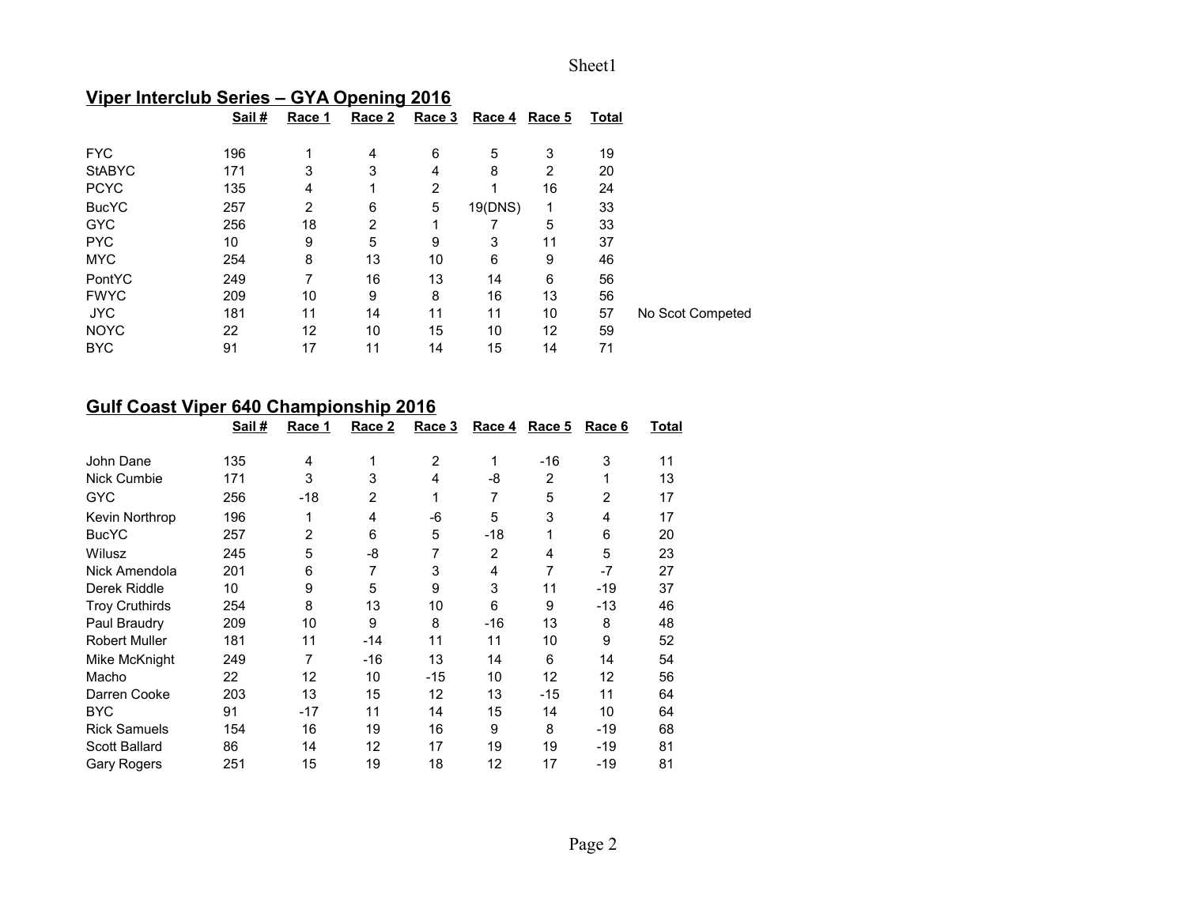## Viper Interclub Series – GYA Opening 2016

| | Sail # | Race 1 | Race 2 | Race 3 | Race 4 | Race 5 | Total | |
|---|---|---|---|---|---|---|---|---|
| FYC | 196 | 1 | 4 | 6 | 5 | 3 | 19 | |
| StABYC | 171 | 3 | 3 | 4 | 8 | 2 | 20 | |
| PCYC | 135 | 4 | 1 | 2 | 1 | 16 | 24 | |
| BucYC | 257 | 2 | 6 | 5 | 19(DNS) | 1 | 33 | |
| GYC | 256 | 18 | 2 | 1 | 7 | 5 | 33 | |
| PYC | 10 | 9 | 5 | 9 | 3 | 11 | 37 | |
| MYC | 254 | 8 | 13 | 10 | 6 | 9 | 46 | |
| PontYC | 249 | 7 | 16 | 13 | 14 | 6 | 56 | |
| FWYC | 209 | 10 | 9 | 8 | 16 | 13 | 56 | |
| JYC | 181 | 11 | 14 | 11 | 11 | 10 | 57 | No Scot Competed |
| NOYC | 22 | 12 | 10 | 15 | 10 | 12 | 59 | |
| BYC | 91 | 17 | 11 | 14 | 15 | 14 | 71 | |

## Gulf Coast Viper 640 Championship 2016

| | Sail # | Race 1 | Race 2 | Race 3 | Race 4 | Race 5 | Race 6 | Total |
|---|---|---|---|---|---|---|---|---|
| John Dane | 135 | 4 | 1 | 2 | 1 | -16 | 3 | 11 |
| Nick Cumbie | 171 | 3 | 3 | 4 | -8 | 2 | 1 | 13 |
| GYC | 256 | -18 | 2 | 1 | 7 | 5 | 2 | 17 |
| Kevin Northrop | 196 | 1 | 4 | -6 | 5 | 3 | 4 | 17 |
| BucYC | 257 | 2 | 6 | 5 | -18 | 1 | 6 | 20 |
| Wilusz | 245 | 5 | -8 | 7 | 2 | 4 | 5 | 23 |
| Nick Amendola | 201 | 6 | 7 | 3 | 4 | 7 | -7 | 27 |
| Derek Riddle | 10 | 9 | 5 | 9 | 3 | 11 | -19 | 37 |
| Troy Cruthirds | 254 | 8 | 13 | 10 | 6 | 9 | -13 | 46 |
| Paul Braudry | 209 | 10 | 9 | 8 | -16 | 13 | 8 | 48 |
| Robert Muller | 181 | 11 | -14 | 11 | 11 | 10 | 9 | 52 |
| Mike McKnight | 249 | 7 | -16 | 13 | 14 | 6 | 14 | 54 |
| Macho | 22 | 12 | 10 | -15 | 10 | 12 | 12 | 56 |
| Darren Cooke | 203 | 13 | 15 | 12 | 13 | -15 | 11 | 64 |
| BYC | 91 | -17 | 11 | 14 | 15 | 14 | 10 | 64 |
| Rick Samuels | 154 | 16 | 19 | 16 | 9 | 8 | -19 | 68 |
| Scott Ballard | 86 | 14 | 12 | 17 | 19 | 19 | -19 | 81 |
| Gary Rogers | 251 | 15 | 19 | 18 | 12 | 17 | -19 | 81 |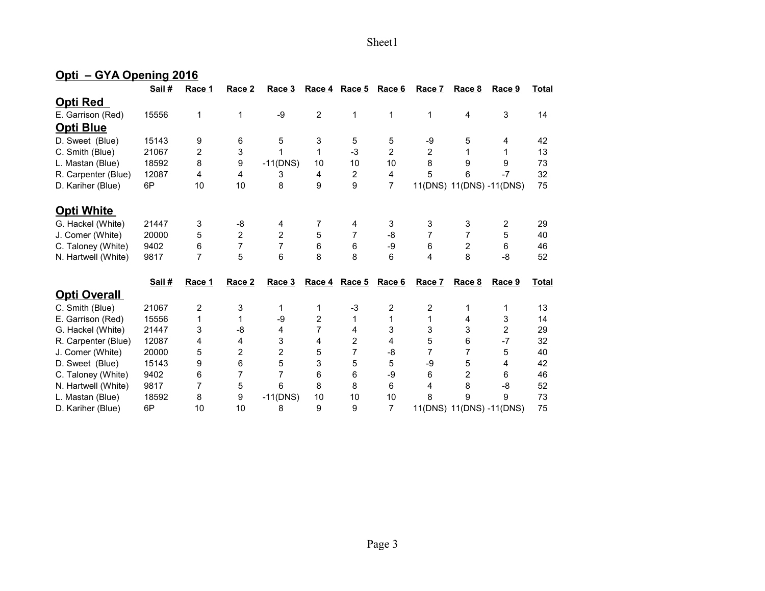## Opti – GYA Opening 2016

| | Sail # | Race 1 | Race 2 | Race 3 | Race 4 | Race 5 | Race 6 | Race 7 | Race 8 | Race 9 | Total |
|---|---|---|---|---|---|---|---|---|---|---|---|
| **Opti Red** | | | | | | | | | | | |
| E. Garrison (Red) | 15556 | 1 | 1 | -9 | 2 | 1 | 1 | 1 | 4 | 3 | 14 |
| **Opti Blue** | | | | | | | | | | | |
| D. Sweet (Blue) | 15143 | 9 | 6 | 5 | 3 | 5 | 5 | -9 | 5 | 4 | 42 |
| C. Smith (Blue) | 21067 | 2 | 3 | 1 | 1 | -3 | 2 | 2 | 1 | 1 | 13 |
| L. Mastan (Blue) | 18592 | 8 | 9 | -11(DNS) | 10 | 10 | 10 | 8 | 9 | 9 | 73 |
| R. Carpenter (Blue) | 12087 | 4 | 4 | 3 | 4 | 2 | 4 | 5 | 6 | -7 | 32 |
| D. Kariher (Blue) | 6P | 10 | 10 | 8 | 9 | 9 | 7 | 11(DNS) | 11(DNS) | -11(DNS) | 75 |
| **Opti White** | | | | | | | | | | | |
| G. Hackel (White) | 21447 | 3 | -8 | 4 | 7 | 4 | 3 | 3 | 3 | 2 | 29 |
| J. Comer (White) | 20000 | 5 | 2 | 2 | 5 | 7 | -8 | 7 | 7 | 5 | 40 |
| C. Taloney (White) | 9402 | 6 | 7 | 7 | 6 | 6 | -9 | 6 | 2 | 6 | 46 |
| N. Hartwell (White) | 9817 | 7 | 5 | 6 | 8 | 8 | 6 | 4 | 8 | -8 | 52 |

| | Sail # | Race 1 | Race 2 | Race 3 | Race 4 | Race 5 | Race 6 | Race 7 | Race 8 | Race 9 | Total |
|---|---|---|---|---|---|---|---|---|---|---|---|
| **Opti Overall** | | | | | | | | | | | |
| C. Smith (Blue) | 21067 | 2 | 3 | 1 | 1 | -3 | 2 | 2 | 1 | 1 | 13 |
| E. Garrison (Red) | 15556 | 1 | 1 | -9 | 2 | 1 | 1 | 1 | 4 | 3 | 14 |
| G. Hackel (White) | 21447 | 3 | -8 | 4 | 7 | 4 | 3 | 3 | 3 | 2 | 29 |
| R. Carpenter (Blue) | 12087 | 4 | 4 | 3 | 4 | 2 | 4 | 5 | 6 | -7 | 32 |
| J. Comer (White) | 20000 | 5 | 2 | 2 | 5 | 7 | -8 | 7 | 7 | 5 | 40 |
| D. Sweet (Blue) | 15143 | 9 | 6 | 5 | 3 | 5 | 5 | -9 | 5 | 4 | 42 |
| C. Taloney (White) | 9402 | 6 | 7 | 7 | 6 | 6 | -9 | 6 | 2 | 6 | 46 |
| N. Hartwell (White) | 9817 | 7 | 5 | 6 | 8 | 8 | 6 | 4 | 8 | -8 | 52 |
| L. Mastan (Blue) | 18592 | 8 | 9 | -11(DNS) | 10 | 10 | 10 | 8 | 9 | 9 | 73 |
| D. Kariher (Blue) | 6P | 10 | 10 | 8 | 9 | 9 | 7 | 11(DNS) | 11(DNS) | -11(DNS) | 75 |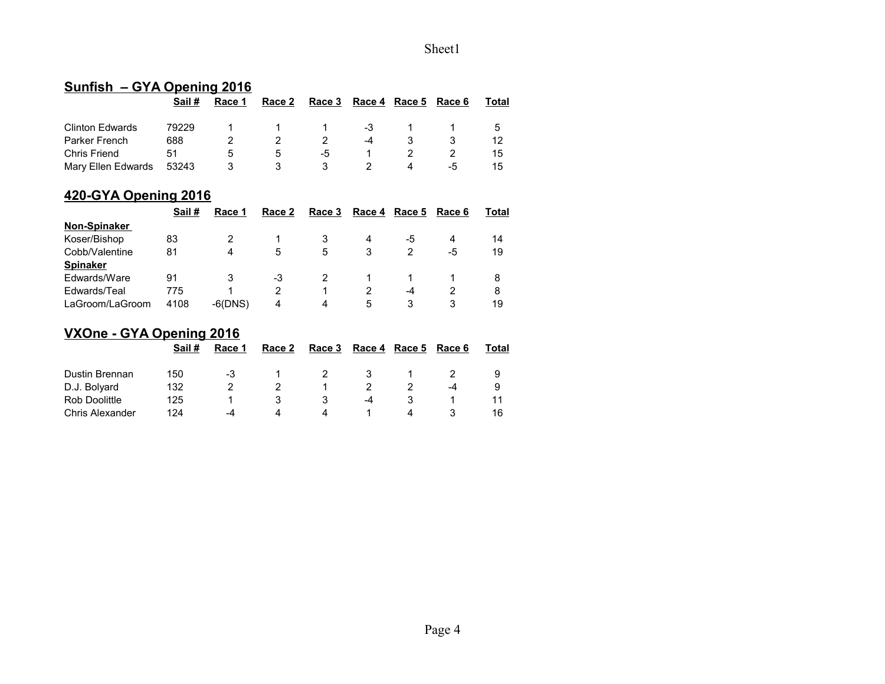## Sunfish – GYA Opening 2016

| | Sail # | Race 1 | Race 2 | Race 3 | Race 4 | Race 5 | Race 6 | Total |
|---|---|---|---|---|---|---|---|---|
| Clinton Edwards | 79229 | 1 | 1 | 1 | -3 | 1 | 1 | 5 |
| Parker French | 688 | 2 | 2 | 2 | -4 | 3 | 3 | 12 |
| Chris Friend | 51 | 5 | 5 | -5 | 1 | 2 | 2 | 15 |
| Mary Ellen Edwards | 53243 | 3 | 3 | 3 | 2 | 4 | -5 | 15 |

## 420-GYA Opening 2016

| | Sail # | Race 1 | Race 2 | Race 3 | Race 4 | Race 5 | Race 6 | Total |
|---|---|---|---|---|---|---|---|---|
| **Non-Spinaker** | | | | | | | | |
| Koser/Bishop | 83 | 2 | 1 | 3 | 4 | -5 | 4 | 14 |
| Cobb/Valentine | 81 | 4 | 5 | 5 | 3 | 2 | -5 | 19 |
| **Spinaker** | | | | | | | | |
| Edwards/Ware | 91 | 3 | -3 | 2 | 1 | 1 | 1 | 8 |
| Edwards/Teal | 775 | 1 | 2 | 1 | 2 | -4 | 2 | 8 |
| LaGroom/LaGroom | 4108 | -6(DNS) | 4 | 4 | 5 | 3 | 3 | 19 |

## VXOne - GYA Opening 2016

| | Sail # | Race 1 | Race 2 | Race 3 | Race 4 | Race 5 | Race 6 | Total |
|---|---|---|---|---|---|---|---|---|
| Dustin Brennan | 150 | -3 | 1 | 2 | 3 | 1 | 2 | 9 |
| D.J. Bolyard | 132 | 2 | 2 | 1 | 2 | 2 | -4 | 9 |
| Rob Doolittle | 125 | 1 | 3 | 3 | -4 | 3 | 1 | 11 |
| Chris Alexander | 124 | -4 | 4 | 4 | 1 | 4 | 3 | 16 |